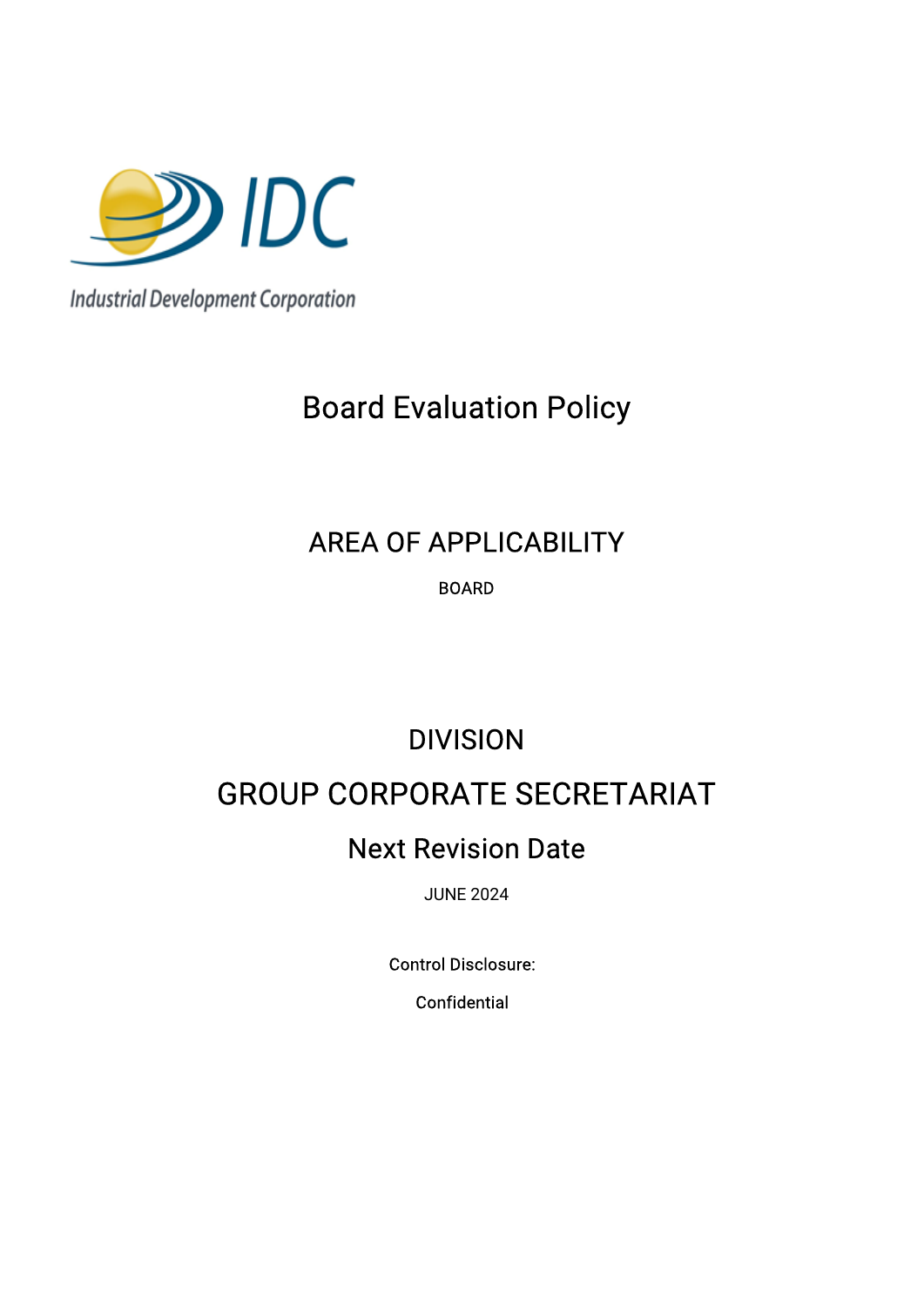IDC

Industrial Development Corporation

# Board Evaluation Policy

## AREA OF APPLICABILITY

BOARD

## DIVISION

## GROUP CORPORATE SECRETARIAT

### Next Revision Date

JUNE 2024

Control Disclosure:

Confidential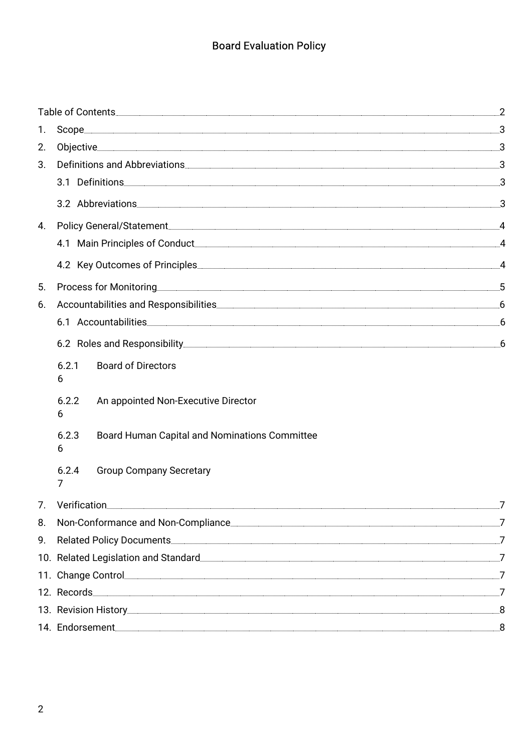# Board Evaluation Policy

Table of Contents ..... 2

1. Scope ..... 3
2. Objective ..... 3
3. Definitions and Abbreviations ..... 3
   - 3.1 Definitions ..... 3
   - 3.2 Abbreviations ..... 3
4. Policy General/Statement ..... 4
   - 4.1 Main Principles of Conduct ..... 4
   - 4.2 Key Outcomes of Principles ..... 4
5. Process for Monitoring ..... 5
6. Accountabilities and Responsibilities ..... 6
   - 6.1 Accountabilities ..... 6
   - 6.2 Roles and Responsibility ..... 6
     - 6.2.1 Board of Directors 6
     - 6.2.2 An appointed Non-Executive Director 6
     - 6.2.3 Board Human Capital and Nominations Committee 6
     - 6.2.4 Group Company Secretary 7
7. Verification ..... 7
8. Non-Conformance and Non-Compliance ..... 7
9. Related Policy Documents ..... 7
10. Related Legislation and Standard ..... 7
11. Change Control ..... 7
12. Records ..... 7
13. Revision History ..... 8
14. Endorsement ..... 8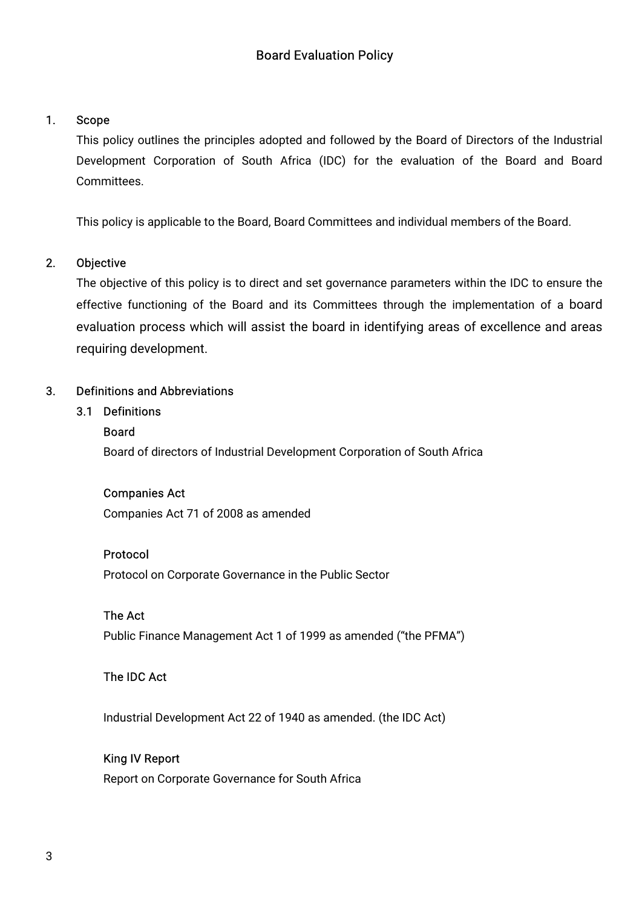# Board Evaluation Policy

## 1. Scope

This policy outlines the principles adopted and followed by the Board of Directors of the Industrial Development Corporation of South Africa (IDC) for the evaluation of the Board and Board Committees.

This policy is applicable to the Board, Board Committees and individual members of the Board.

## 2. Objective

The objective of this policy is to direct and set governance parameters within the IDC to ensure the effective functioning of the Board and its Committees through the implementation of a board evaluation process which will assist the board in identifying areas of excellence and areas requiring development.

## 3. Definitions and Abbreviations

### 3.1 Definitions

**Board**
Board of directors of Industrial Development Corporation of South Africa

**Companies Act**
Companies Act 71 of 2008 as amended

**Protocol**
Protocol on Corporate Governance in the Public Sector

**The Act**
Public Finance Management Act 1 of 1999 as amended ("the PFMA")

**The IDC Act**

Industrial Development Act 22 of 1940 as amended. (the IDC Act)

**King IV Report**
Report on Corporate Governance for South Africa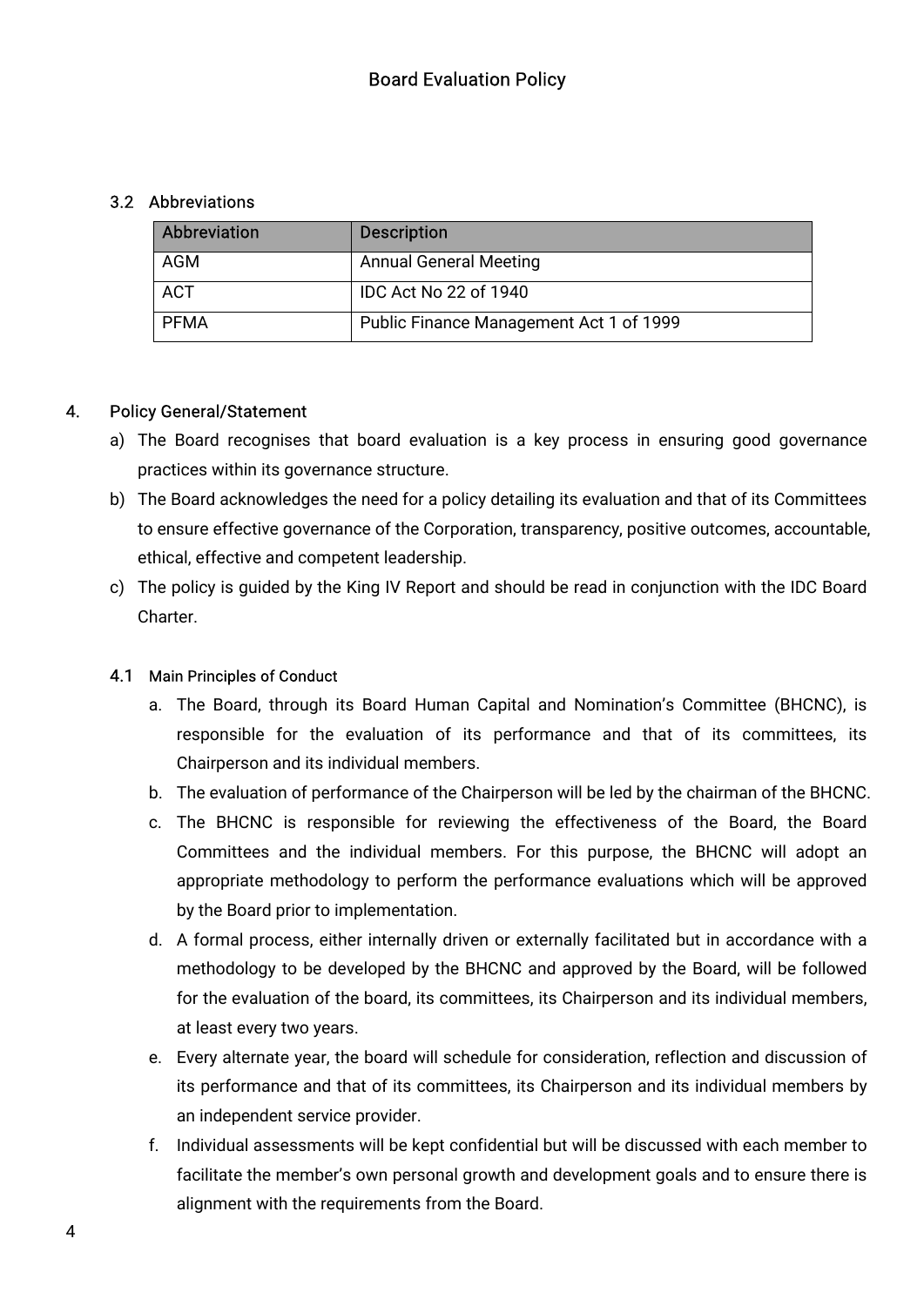### 3.2 Abbreviations

| Abbreviation | Description |
|---|---|
| AGM | Annual General Meeting |
| ACT | IDC Act No 22 of 1940 |
| PFMA | Public Finance Management Act 1 of 1999 |

## 4. Policy General/Statement

a) The Board recognises that board evaluation is a key process in ensuring good governance practices within its governance structure.

b) The Board acknowledges the need for a policy detailing its evaluation and that of its Committees to ensure effective governance of the Corporation, transparency, positive outcomes, accountable, ethical, effective and competent leadership.

c) The policy is guided by the King IV Report and should be read in conjunction with the IDC Board Charter.

### 4.1 Main Principles of Conduct

a. The Board, through its Board Human Capital and Nomination's Committee (BHCNC), is responsible for the evaluation of its performance and that of its committees, its Chairperson and its individual members.

b. The evaluation of performance of the Chairperson will be led by the chairman of the BHCNC.

c. The BHCNC is responsible for reviewing the effectiveness of the Board, the Board Committees and the individual members. For this purpose, the BHCNC will adopt an appropriate methodology to perform the performance evaluations which will be approved by the Board prior to implementation.

d. A formal process, either internally driven or externally facilitated but in accordance with a methodology to be developed by the BHCNC and approved by the Board, will be followed for the evaluation of the board, its committees, its Chairperson and its individual members, at least every two years.

e. Every alternate year, the board will schedule for consideration, reflection and discussion of its performance and that of its committees, its Chairperson and its individual members by an independent service provider.

f. Individual assessments will be kept confidential but will be discussed with each member to facilitate the member's own personal growth and development goals and to ensure there is alignment with the requirements from the Board.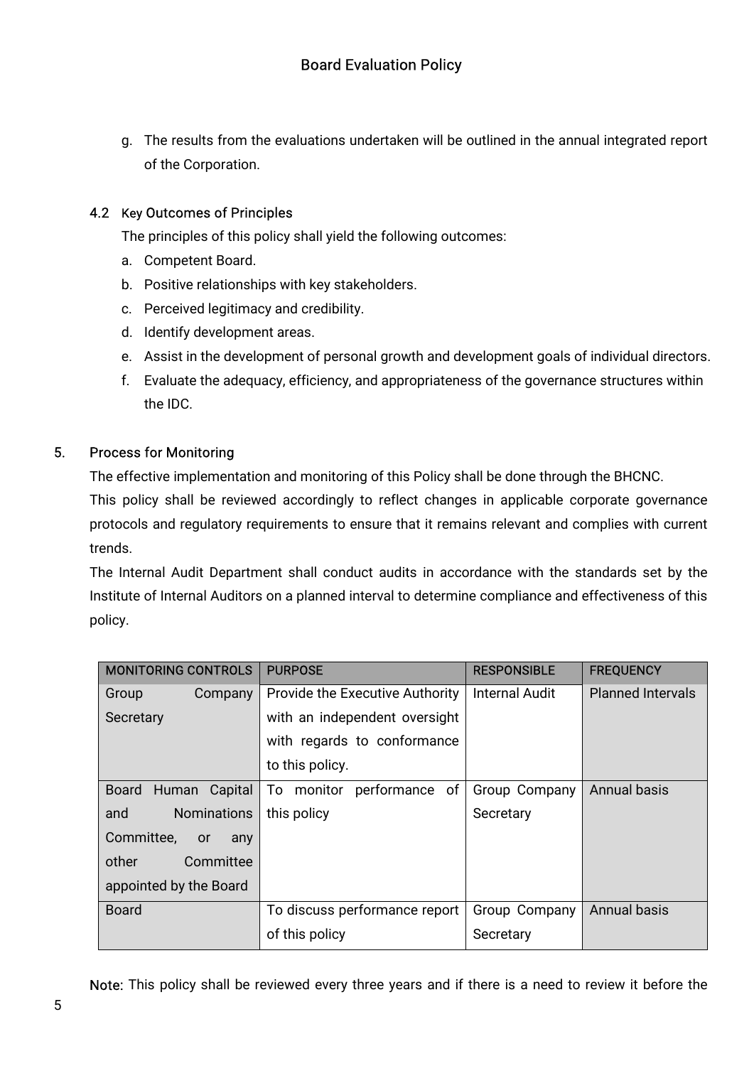g. The results from the evaluations undertaken will be outlined in the annual integrated report of the Corporation.

### 4.2 Key Outcomes of Principles

The principles of this policy shall yield the following outcomes:

a. Competent Board.
b. Positive relationships with key stakeholders.
c. Perceived legitimacy and credibility.
d. Identify development areas.
e. Assist in the development of personal growth and development goals of individual directors.
f. Evaluate the adequacy, efficiency, and appropriateness of the governance structures within the IDC.

## 5. Process for Monitoring

The effective implementation and monitoring of this Policy shall be done through the BHCNC.

This policy shall be reviewed accordingly to reflect changes in applicable corporate governance protocols and regulatory requirements to ensure that it remains relevant and complies with current trends.

The Internal Audit Department shall conduct audits in accordance with the standards set by the Institute of Internal Auditors on a planned interval to determine compliance and effectiveness of this policy.

| MONITORING CONTROLS | PURPOSE | RESPONSIBLE | FREQUENCY |
|---|---|---|---|
| Group Company Secretary | Provide the Executive Authority with an independent oversight with regards to conformance to this policy. | Internal Audit | Planned Intervals |
| Board Human Capital and Nominations Committee, or any other Committee appointed by the Board | To monitor performance of this policy | Group Company Secretary | Annual basis |
| Board | To discuss performance report of this policy | Group Company Secretary | Annual basis |

**Note:** This policy shall be reviewed every three years and if there is a need to review it before the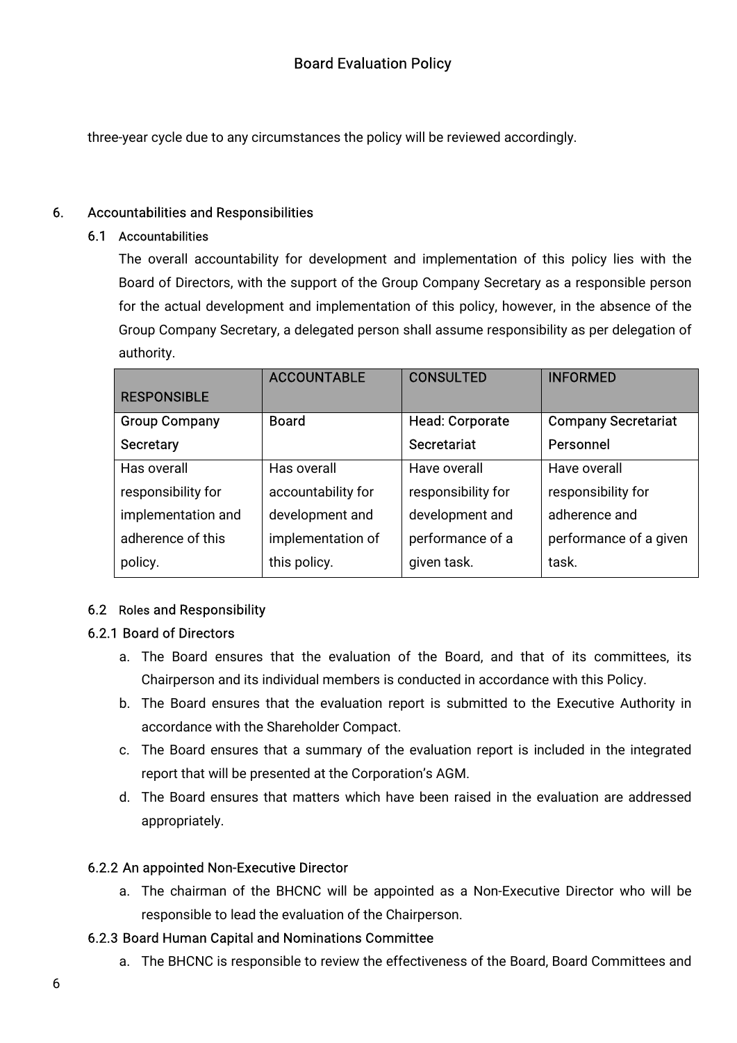three-year cycle due to any circumstances the policy will be reviewed accordingly.

## 6. Accountabilities and Responsibilities

### 6.1 Accountabilities

The overall accountability for development and implementation of this policy lies with the Board of Directors, with the support of the Group Company Secretary as a responsible person for the actual development and implementation of this policy, however, in the absence of the Group Company Secretary, a delegated person shall assume responsibility as per delegation of authority.

| RESPONSIBLE | ACCOUNTABLE | CONSULTED | INFORMED |
|---|---|---|---|
| Group Company Secretary | Board | Head: Corporate Secretariat | Company Secretariat Personnel |
| Has overall responsibility for implementation and adherence of this policy. | Has overall accountability for development and implementation of this policy. | Have overall responsibility for development and performance of a given task. | Have overall responsibility for adherence and performance of a given task. |

### 6.2 Roles and Responsibility

#### 6.2.1 Board of Directors

a. The Board ensures that the evaluation of the Board, and that of its committees, its Chairperson and its individual members is conducted in accordance with this Policy.

b. The Board ensures that the evaluation report is submitted to the Executive Authority in accordance with the Shareholder Compact.

c. The Board ensures that a summary of the evaluation report is included in the integrated report that will be presented at the Corporation's AGM.

d. The Board ensures that matters which have been raised in the evaluation are addressed appropriately.

#### 6.2.2 An appointed Non-Executive Director

a. The chairman of the BHCNC will be appointed as a Non-Executive Director who will be responsible to lead the evaluation of the Chairperson.

#### 6.2.3 Board Human Capital and Nominations Committee

a. The BHCNC is responsible to review the effectiveness of the Board, Board Committees and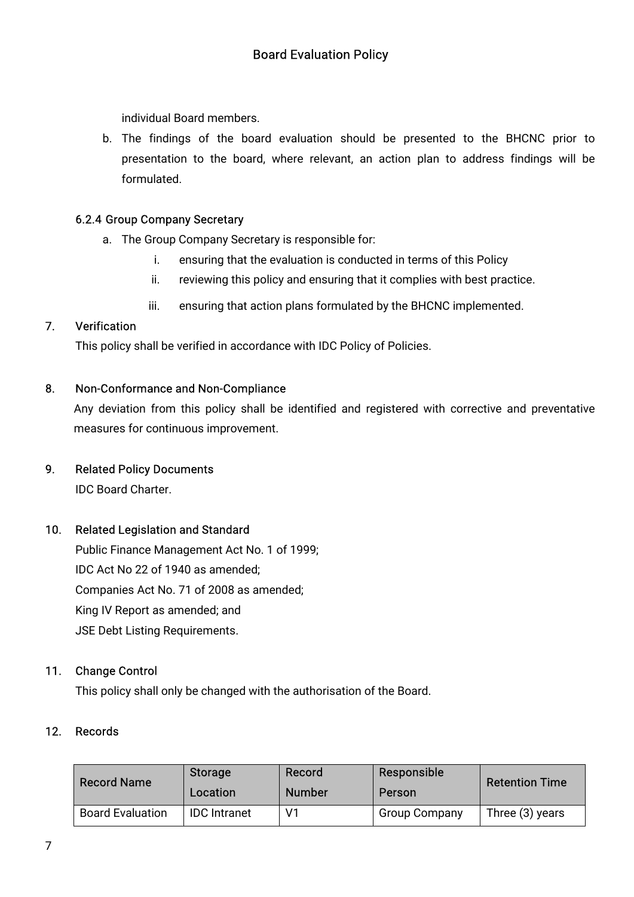individual Board members.

b. The findings of the board evaluation should be presented to the BHCNC prior to presentation to the board, where relevant, an action plan to address findings will be formulated.

#### 6.2.4 Group Company Secretary

a. The Group Company Secretary is responsible for:
   i. ensuring that the evaluation is conducted in terms of this Policy
   ii. reviewing this policy and ensuring that it complies with best practice.
   iii. ensuring that action plans formulated by the BHCNC implemented.

## 7. Verification

This policy shall be verified in accordance with IDC Policy of Policies.

## 8. Non-Conformance and Non-Compliance

Any deviation from this policy shall be identified and registered with corrective and preventative measures for continuous improvement.

## 9. Related Policy Documents

IDC Board Charter.

## 10. Related Legislation and Standard

Public Finance Management Act No. 1 of 1999;
IDC Act No 22 of 1940 as amended;
Companies Act No. 71 of 2008 as amended;
King IV Report as amended; and
JSE Debt Listing Requirements.

## 11. Change Control

This policy shall only be changed with the authorisation of the Board.

## 12. Records

| Record Name | Storage Location | Record Number | Responsible Person | Retention Time |
|---|---|---|---|---|
| Board Evaluation | IDC Intranet | V1 | Group Company | Three (3) years |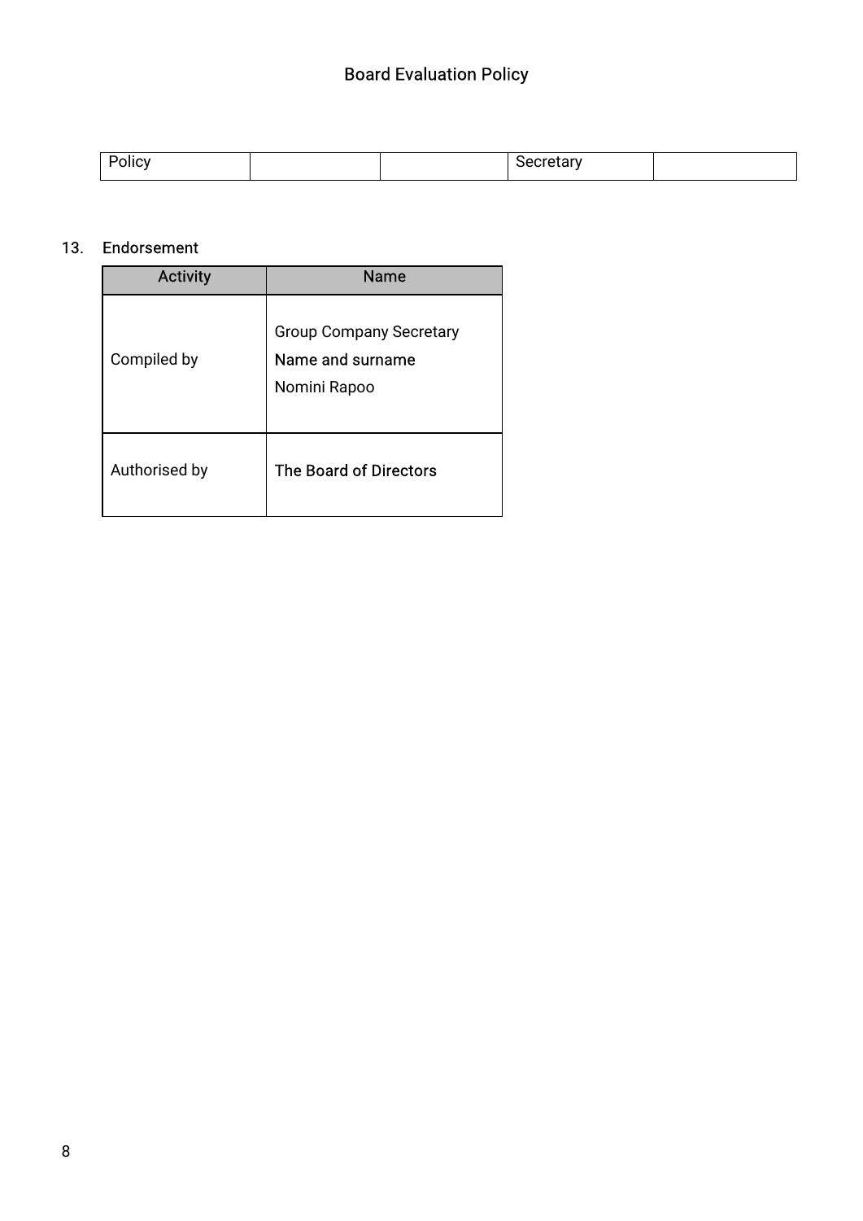| | | | | |
|---|---|---|---|---|
| Policy | | | Secretary | |

## 13. Endorsement

| Activity | Name |
|---|---|
| Compiled by | Group Company Secretary<br>Name and surname<br>Nomini Rapoo |
| Authorised by | The Board of Directors |